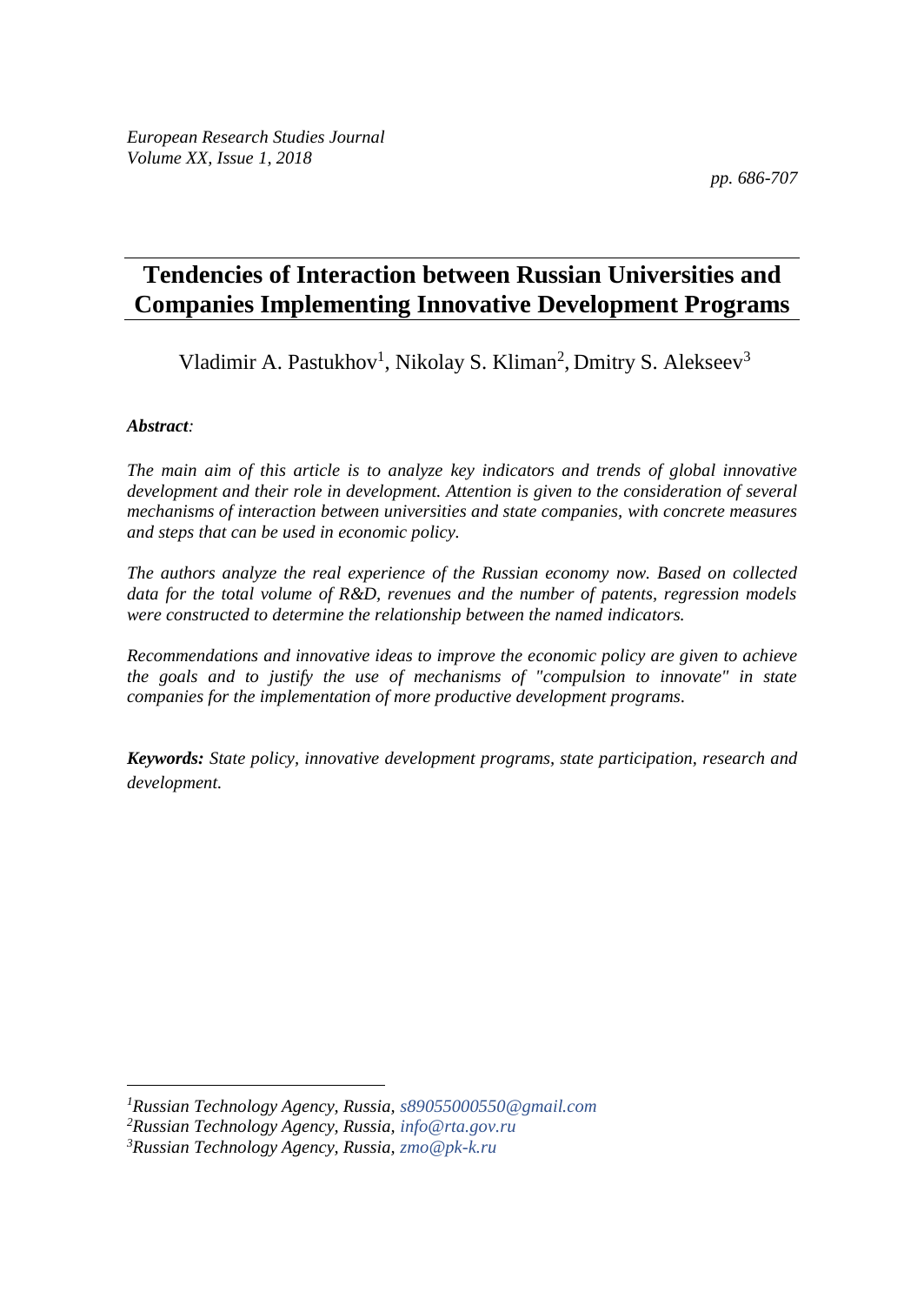# Tendencies of Interaction between Russian Universities and Companies Implementing Innovative Development Programs

Vladimir A. Pastukhov[1], Nikolay S. Kliman[2], Dmitry S. Alekseev[3]

***Abstract:***

*The main aim of this article is to analyze key indicators and trends of global innovative development and their role in development. Attention is given to the consideration of several mechanisms of interaction between universities and state companies, with concrete measures and steps that can be used in economic policy.*

*The authors analyze the real experience of the Russian economy now. Based on collected data for the total volume of R&D, revenues and the number of patents, regression models were constructed to determine the relationship between the named indicators.*

*Recommendations and innovative ideas to improve the economic policy are given to achieve the goals and to justify the use of mechanisms of "compulsion to innovate" in state companies for the implementation of more productive development programs.*

***Keywords:*** *State policy, innovative development programs, state participation, research and development.*

---

[1]*Russian Technology Agency, Russia, s89055000550@gmail.com*

[2]*Russian Technology Agency, Russia, info@rta.gov.ru*

[3]*Russian Technology Agency, Russia, zmo@pk-k.ru*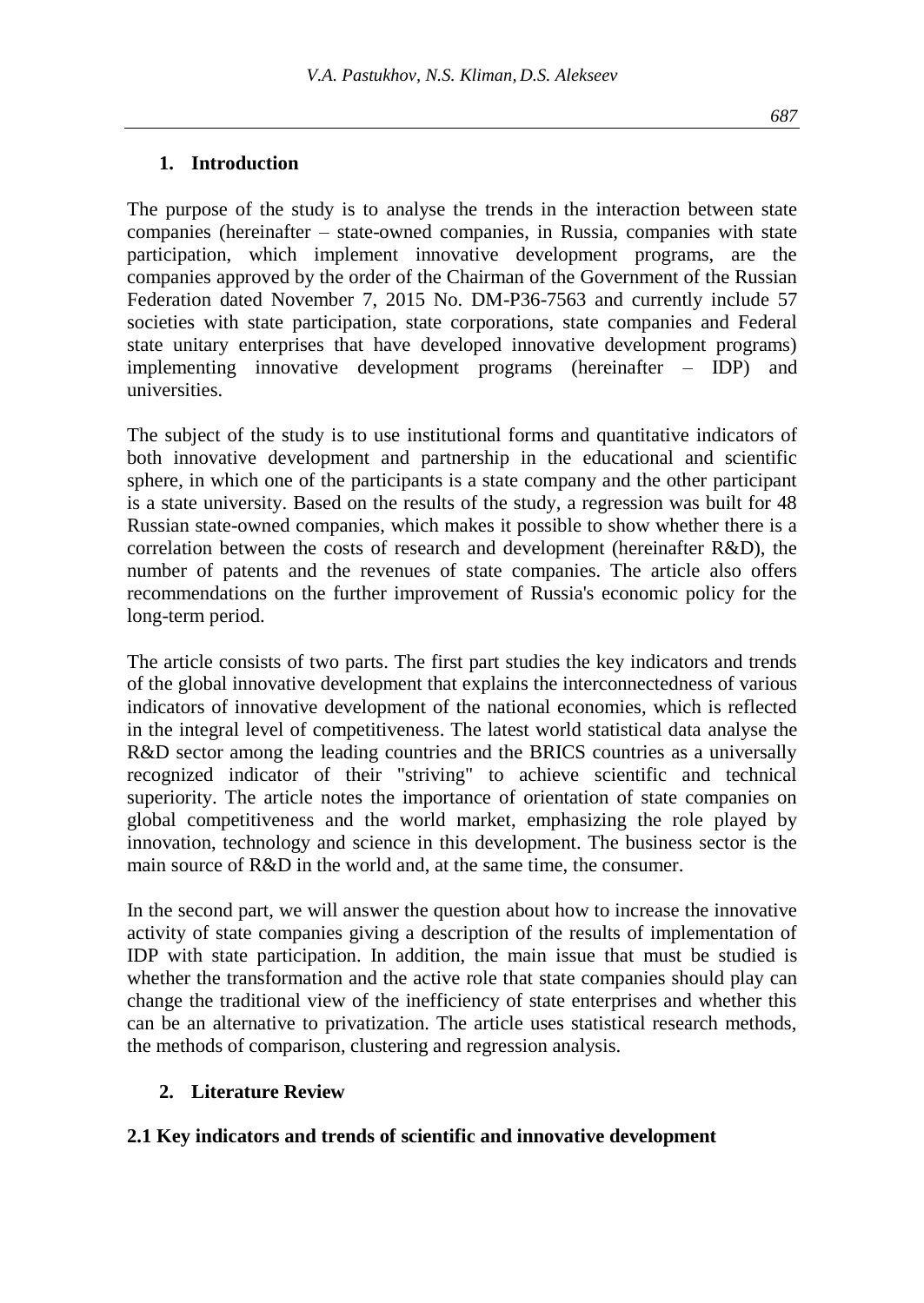## 1. Introduction

The purpose of the study is to analyse the trends in the interaction between state companies (hereinafter – state-owned companies, in Russia, companies with state participation, which implement innovative development programs, are the companies approved by the order of the Chairman of the Government of the Russian Federation dated November 7, 2015 No. DM-P36-7563 and currently include 57 societies with state participation, state corporations, state companies and Federal state unitary enterprises that have developed innovative development programs) implementing innovative development programs (hereinafter – IDP) and universities.

The subject of the study is to use institutional forms and quantitative indicators of both innovative development and partnership in the educational and scientific sphere, in which one of the participants is a state company and the other participant is a state university. Based on the results of the study, a regression was built for 48 Russian state-owned companies, which makes it possible to show whether there is a correlation between the costs of research and development (hereinafter R&D), the number of patents and the revenues of state companies. The article also offers recommendations on the further improvement of Russia's economic policy for the long-term period.

The article consists of two parts. The first part studies the key indicators and trends of the global innovative development that explains the interconnectedness of various indicators of innovative development of the national economies, which is reflected in the integral level of competitiveness. The latest world statistical data analyse the R&D sector among the leading countries and the BRICS countries as a universally recognized indicator of their "striving" to achieve scientific and technical superiority. The article notes the importance of orientation of state companies on global competitiveness and the world market, emphasizing the role played by innovation, technology and science in this development. The business sector is the main source of R&D in the world and, at the same time, the consumer.

In the second part, we will answer the question about how to increase the innovative activity of state companies giving a description of the results of implementation of IDP with state participation. In addition, the main issue that must be studied is whether the transformation and the active role that state companies should play can change the traditional view of the inefficiency of state enterprises and whether this can be an alternative to privatization. The article uses statistical research methods, the methods of comparison, clustering and regression analysis.

## 2. Literature Review

### 2.1 Key indicators and trends of scientific and innovative development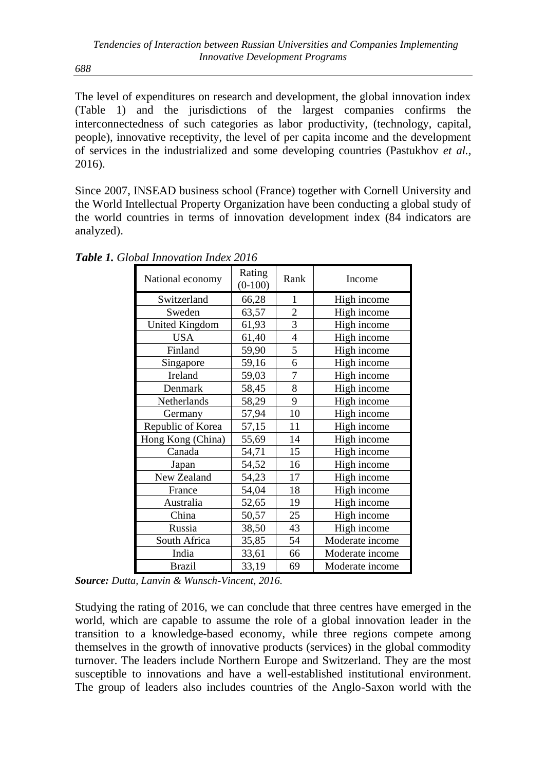The level of expenditures on research and development, the global innovation index (Table 1) and the jurisdictions of the largest companies confirms the interconnectedness of such categories as labor productivity, (technology, capital, people), innovative receptivity, the level of per capita income and the development of services in the industrialized and some developing countries (Pastukhov *et al.*, 2016).

Since 2007, INSEAD business school (France) together with Cornell University and the World Intellectual Property Organization have been conducting a global study of the world countries in terms of innovation development index (84 indicators are analyzed).

***Table 1.*** *Global Innovation Index 2016*

| National economy | Rating (0-100) | Rank | Income |
|---|---|---|---|
| Switzerland | 66,28 | 1 | High income |
| Sweden | 63,57 | 2 | High income |
| United Kingdom | 61,93 | 3 | High income |
| USA | 61,40 | 4 | High income |
| Finland | 59,90 | 5 | High income |
| Singapore | 59,16 | 6 | High income |
| Ireland | 59,03 | 7 | High income |
| Denmark | 58,45 | 8 | High income |
| Netherlands | 58,29 | 9 | High income |
| Germany | 57,94 | 10 | High income |
| Republic of Korea | 57,15 | 11 | High income |
| Hong Kong (China) | 55,69 | 14 | High income |
| Canada | 54,71 | 15 | High income |
| Japan | 54,52 | 16 | High income |
| New Zealand | 54,23 | 17 | High income |
| France | 54,04 | 18 | High income |
| Australia | 52,65 | 19 | High income |
| China | 50,57 | 25 | High income |
| Russia | 38,50 | 43 | High income |
| South Africa | 35,85 | 54 | Moderate income |
| India | 33,61 | 66 | Moderate income |
| Brazil | 33,19 | 69 | Moderate income |

***Source:*** *Dutta, Lanvin & Wunsch-Vincent, 2016.*

Studying the rating of 2016, we can conclude that three centres have emerged in the world, which are capable to assume the role of a global innovation leader in the transition to a knowledge-based economy, while three regions compete among themselves in the growth of innovative products (services) in the global commodity turnover. The leaders include Northern Europe and Switzerland. They are the most susceptible to innovations and have a well-established institutional environment. The group of leaders also includes countries of the Anglo-Saxon world with the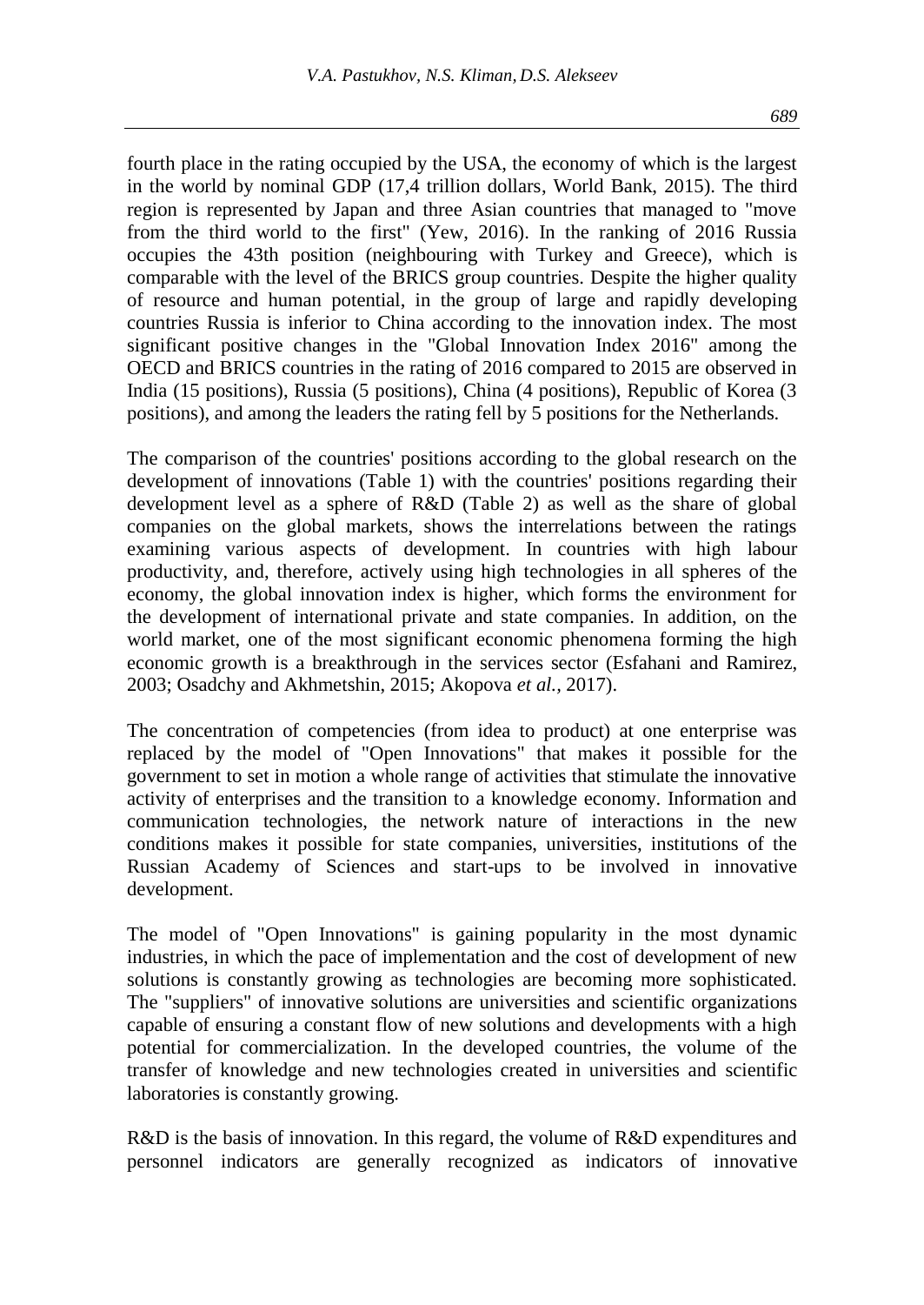fourth place in the rating occupied by the USA, the economy of which is the largest in the world by nominal GDP (17,4 trillion dollars, World Bank, 2015). The third region is represented by Japan and three Asian countries that managed to "move from the third world to the first" (Yew, 2016). In the ranking of 2016 Russia occupies the 43th position (neighbouring with Turkey and Greece), which is comparable with the level of the BRICS group countries. Despite the higher quality of resource and human potential, in the group of large and rapidly developing countries Russia is inferior to China according to the innovation index. The most significant positive changes in the "Global Innovation Index 2016" among the OECD and BRICS countries in the rating of 2016 compared to 2015 are observed in India (15 positions), Russia (5 positions), China (4 positions), Republic of Korea (3 positions), and among the leaders the rating fell by 5 positions for the Netherlands.

The comparison of the countries' positions according to the global research on the development of innovations (Table 1) with the countries' positions regarding their development level as a sphere of R&D (Table 2) as well as the share of global companies on the global markets, shows the interrelations between the ratings examining various aspects of development. In countries with high labour productivity, and, therefore, actively using high technologies in all spheres of the economy, the global innovation index is higher, which forms the environment for the development of international private and state companies. In addition, on the world market, one of the most significant economic phenomena forming the high economic growth is a breakthrough in the services sector (Esfahani and Ramirez, 2003; Osadchy and Akhmetshin, 2015; Akopova *et al.*, 2017).

The concentration of competencies (from idea to product) at one enterprise was replaced by the model of "Open Innovations" that makes it possible for the government to set in motion a whole range of activities that stimulate the innovative activity of enterprises and the transition to a knowledge economy. Information and communication technologies, the network nature of interactions in the new conditions makes it possible for state companies, universities, institutions of the Russian Academy of Sciences and start-ups to be involved in innovative development.

The model of "Open Innovations" is gaining popularity in the most dynamic industries, in which the pace of implementation and the cost of development of new solutions is constantly growing as technologies are becoming more sophisticated. The "suppliers" of innovative solutions are universities and scientific organizations capable of ensuring a constant flow of new solutions and developments with a high potential for commercialization. In the developed countries, the volume of the transfer of knowledge and new technologies created in universities and scientific laboratories is constantly growing.

R&D is the basis of innovation. In this regard, the volume of R&D expenditures and personnel indicators are generally recognized as indicators of innovative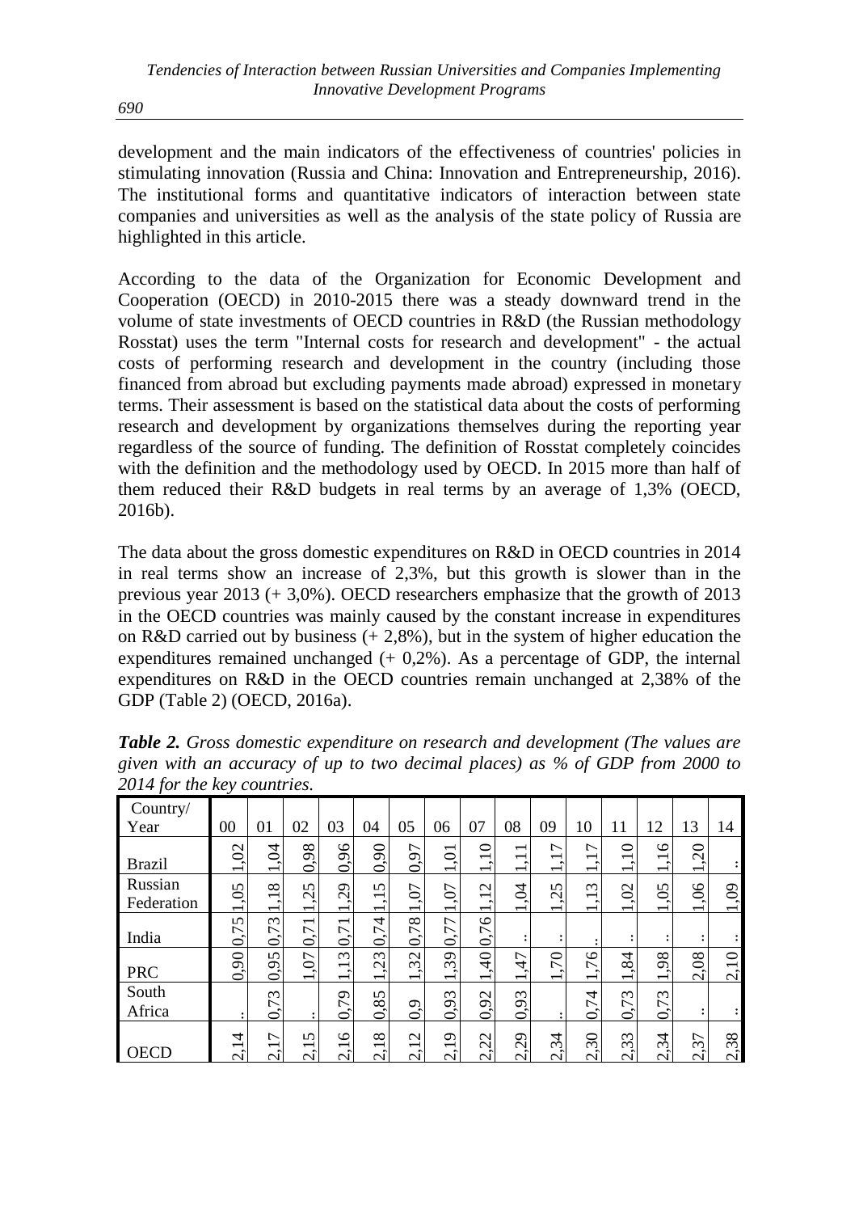development and the main indicators of the effectiveness of countries' policies in stimulating innovation (Russia and China: Innovation and Entrepreneurship, 2016). The institutional forms and quantitative indicators of interaction between state companies and universities as well as the analysis of the state policy of Russia are highlighted in this article.

According to the data of the Organization for Economic Development and Cooperation (OECD) in 2010-2015 there was a steady downward trend in the volume of state investments of OECD countries in R&D (the Russian methodology Rosstat) uses the term "Internal costs for research and development" - the actual costs of performing research and development in the country (including those financed from abroad but excluding payments made abroad) expressed in monetary terms. Their assessment is based on the statistical data about the costs of performing research and development by organizations themselves during the reporting year regardless of the source of funding. The definition of Rosstat completely coincides with the definition and the methodology used by OECD. In 2015 more than half of them reduced their R&D budgets in real terms by an average of 1,3% (OECD, 2016b).

The data about the gross domestic expenditures on R&D in OECD countries in 2014 in real terms show an increase of 2,3%, but this growth is slower than in the previous year 2013 (+ 3,0%). OECD researchers emphasize that the growth of 2013 in the OECD countries was mainly caused by the constant increase in expenditures on R&D carried out by business (+ 2,8%), but in the system of higher education the expenditures remained unchanged (+ 0,2%). As a percentage of GDP, the internal expenditures on R&D in the OECD countries remain unchanged at 2,38% of the GDP (Table 2) (OECD, 2016a).

***Table 2.*** *Gross domestic expenditure on research and development (The values are given with an accuracy of up to two decimal places) as % of GDP from 2000 to 2014 for the key countries.*

| Country/ Year | 00 | 01 | 02 | 03 | 04 | 05 | 06 | 07 | 08 | 09 | 10 | 11 | 12 | 13 | 14 |
|---|---|---|---|---|---|---|---|---|---|---|---|---|---|---|---|
| Brazil | 1,02 | 1,04 | 0,98 | 0,96 | 0,90 | 0,97 | 1,01 | 1,10 | 1,11 | 1,17 | 1,17 | 1,10 | 1,16 | 1,20 | .. |
| Russian Federation | 1,05 | 1,18 | 1,25 | 1,29 | 1,15 | 1,07 | 1,07 | 1,12 | 1,04 | 1,25 | 1,13 | 1,02 | 1,05 | 1,06 | 1,09 |
| India | 0,75 | 0,73 | 0,71 | 0,71 | 0,74 | 0,78 | 0,77 | 0,76 | .. | .. | .. | .. | .. | .. | .. |
| PRC | 0,90 | 0,95 | 1,07 | 1,13 | 1,23 | 1,32 | 1,39 | 1,40 | 1,47 | 1,70 | 1,76 | 1,84 | 1,98 | 2,08 | 2,10 |
| South Africa | .. | 0,73 | .. | 0,79 | 0,85 | 0,9 | 0,93 | 0,92 | 0,93 | .. | 0,74 | 0,73 | 0,73 | .. | .. |
| OECD | 2,14 | 2,17 | 2,15 | 2,16 | 2,18 | 2,12 | 2,19 | 2,22 | 2,29 | 2,34 | 2,30 | 2,33 | 2,34 | 2,37 | 2,38 |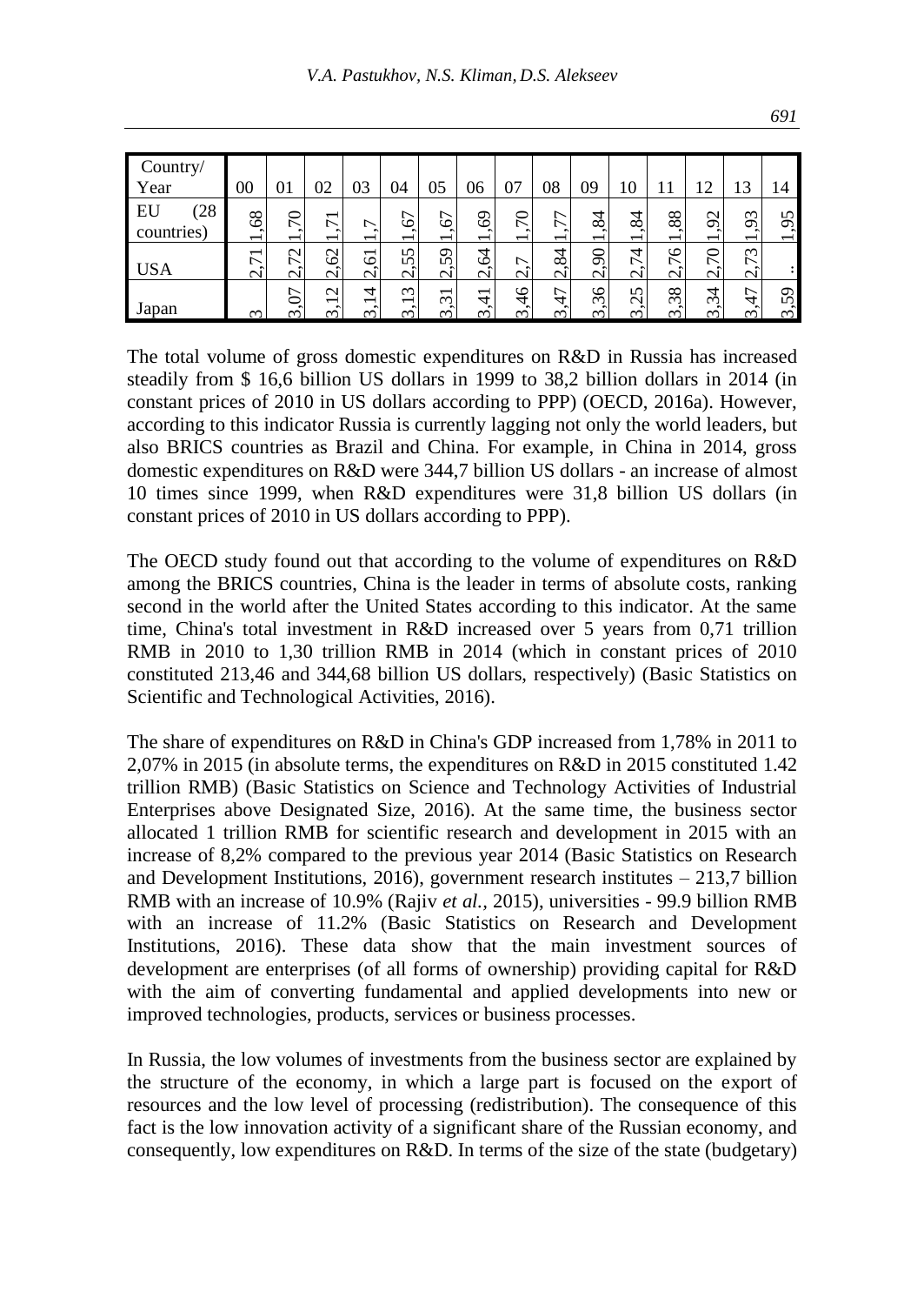| Country/ Year | 00 | 01 | 02 | 03 | 04 | 05 | 06 | 07 | 08 | 09 | 10 | 11 | 12 | 13 | 14 |
|---|---|---|---|---|---|---|---|---|---|---|---|---|---|---|---|
| EU (28 countries) | 1,68 | 1,70 | 1,71 | 1,7 | 1,67 | 1,67 | 1,69 | 1,70 | 1,77 | 1,84 | 1,84 | 1,88 | 1,92 | 1,93 | 1,95 |
| USA | 2,71 | 2,72 | 2,62 | 2,61 | 2,55 | 2,59 | 2,64 | 2,7 | 2,84 | 2,90 | 2,74 | 2,76 | 2,70 | 2,73 | .. |
| Japan | 3 | 3,07 | 3,12 | 3,14 | 3,13 | 3,31 | 3,41 | 3,46 | 3,47 | 3,36 | 3,25 | 3,38 | 3,34 | 3,47 | 3,59 |

The total volume of gross domestic expenditures on R&D in Russia has increased steadily from $ 16,6 billion US dollars in 1999 to 38,2 billion dollars in 2014 (in constant prices of 2010 in US dollars according to PPP) (OECD, 2016a). However, according to this indicator Russia is currently lagging not only the world leaders, but also BRICS countries as Brazil and China. For example, in China in 2014, gross domestic expenditures on R&D were 344,7 billion US dollars - an increase of almost 10 times since 1999, when R&D expenditures were 31,8 billion US dollars (in constant prices of 2010 in US dollars according to PPP).

The OECD study found out that according to the volume of expenditures on R&D among the BRICS countries, China is the leader in terms of absolute costs, ranking second in the world after the United States according to this indicator. At the same time, China's total investment in R&D increased over 5 years from 0,71 trillion RMB in 2010 to 1,30 trillion RMB in 2014 (which in constant prices of 2010 constituted 213,46 and 344,68 billion US dollars, respectively) (Basic Statistics on Scientific and Technological Activities, 2016).

The share of expenditures on R&D in China's GDP increased from 1,78% in 2011 to 2,07% in 2015 (in absolute terms, the expenditures on R&D in 2015 constituted 1.42 trillion RMB) (Basic Statistics on Science and Technology Activities of Industrial Enterprises above Designated Size, 2016). At the same time, the business sector allocated 1 trillion RMB for scientific research and development in 2015 with an increase of 8,2% compared to the previous year 2014 (Basic Statistics on Research and Development Institutions, 2016), government research institutes – 213,7 billion RMB with an increase of 10.9% (Rajiv *et al.*, 2015), universities - 99.9 billion RMB with an increase of 11.2% (Basic Statistics on Research and Development Institutions, 2016). These data show that the main investment sources of development are enterprises (of all forms of ownership) providing capital for R&D with the aim of converting fundamental and applied developments into new or improved technologies, products, services or business processes.

In Russia, the low volumes of investments from the business sector are explained by the structure of the economy, in which a large part is focused on the export of resources and the low level of processing (redistribution). The consequence of this fact is the low innovation activity of a significant share of the Russian economy, and consequently, low expenditures on R&D. In terms of the size of the state (budgetary)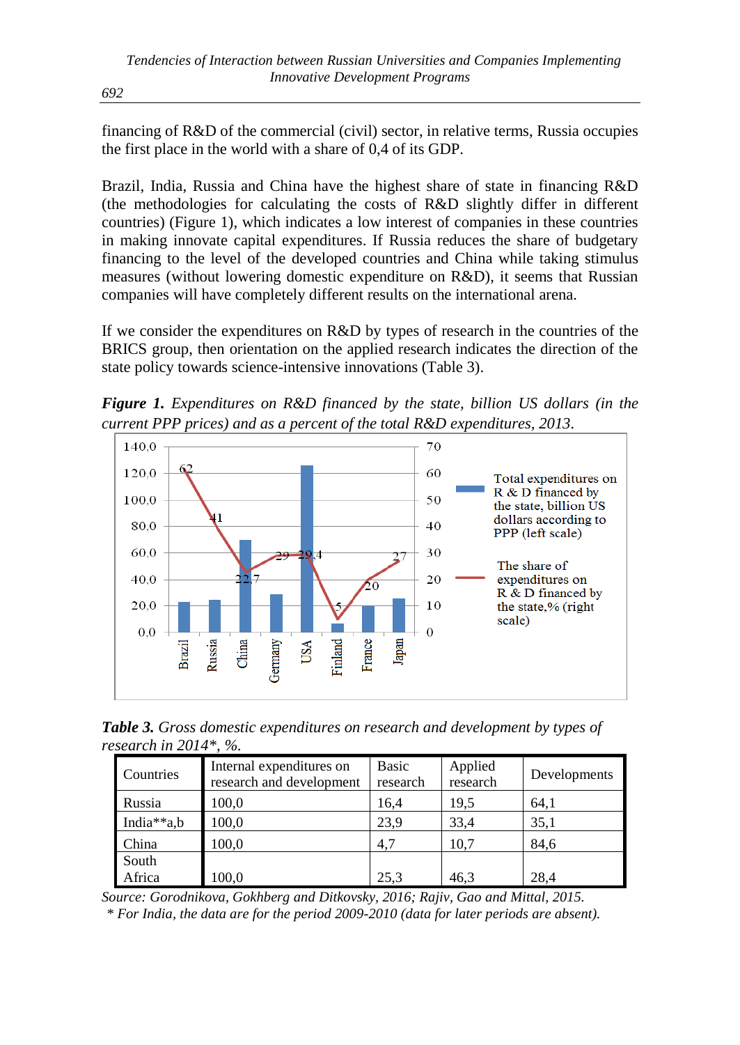financing of R&D of the commercial (civil) sector, in relative terms, Russia occupies the first place in the world with a share of 0,4 of its GDP.

Brazil, India, Russia and China have the highest share of state in financing R&D (the methodologies for calculating the costs of R&D slightly differ in different countries) (Figure 1), which indicates a low interest of companies in these countries in making innovate capital expenditures. If Russia reduces the share of budgetary financing to the level of the developed countries and China while taking stimulus measures (without lowering domestic expenditure on R&D), it seems that Russian companies will have completely different results on the international arena.

If we consider the expenditures on R&D by types of research in the countries of the BRICS group, then orientation on the applied research indicates the direction of the state policy towards science-intensive innovations (Table 3).

***Figure 1.*** *Expenditures on R&D financed by the state, billion US dollars (in the current PPP prices) and as a percent of the total R&D expenditures, 2013.*

***Table 3.*** *Gross domestic expenditures on research and development by types of research in 2014\*, %.*

| Countries | Internal expenditures on research and development | Basic research | Applied research | Developments |
|---|---|---|---|---|
| Russia | 100,0 | 16,4 | 19,5 | 64,1 |
| India**a,b | 100,0 | 23,9 | 33,4 | 35,1 |
| China | 100,0 | 4,7 | 10,7 | 84,6 |
| South Africa | 100,0 | 25,3 | 46,3 | 28,4 |

*Source: Gorodnikova, Gokhberg and Ditkovsky, 2016; Rajiv, Gao and Mittal, 2015.*

*\* For India, the data are for the period 2009-2010 (data for later periods are absent).*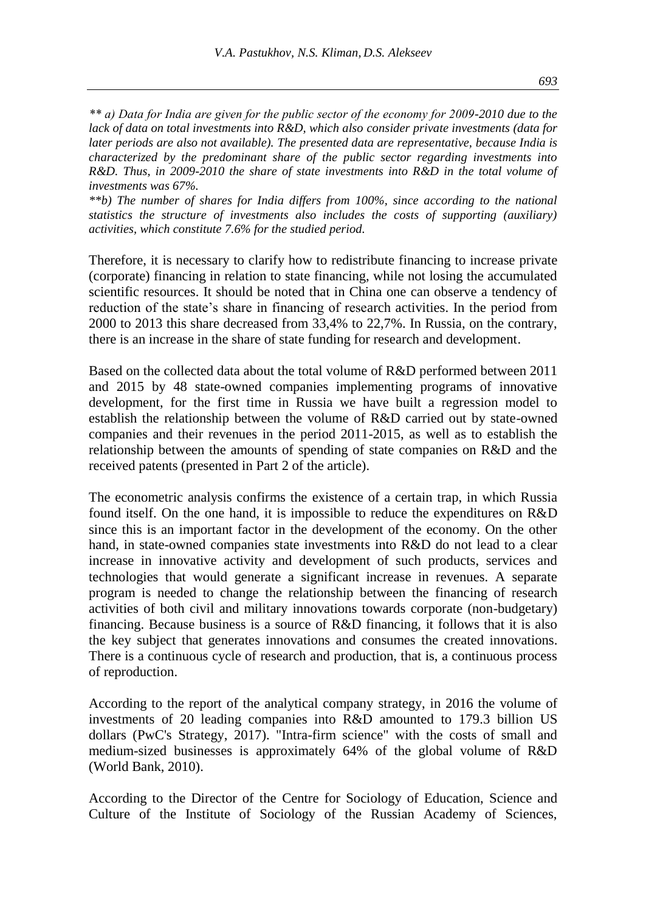*** a) Data for India are given for the public sector of the economy for 2009-2010 due to the lack of data on total investments into R&D, which also consider private investments (data for later periods are also not available). The presented data are representative, because India is characterized by the predominant share of the public sector regarding investments into R&D. Thus, in 2009-2010 the share of state investments into R&D in the total volume of investments was 67%.*

***b) The number of shares for India differs from 100%, since according to the national statistics the structure of investments also includes the costs of supporting (auxiliary) activities, which constitute 7.6% for the studied period.*

Therefore, it is necessary to clarify how to redistribute financing to increase private (corporate) financing in relation to state financing, while not losing the accumulated scientific resources. It should be noted that in China one can observe a tendency of reduction of the state's share in financing of research activities. In the period from 2000 to 2013 this share decreased from 33,4% to 22,7%. In Russia, on the contrary, there is an increase in the share of state funding for research and development.

Based on the collected data about the total volume of R&D performed between 2011 and 2015 by 48 state-owned companies implementing programs of innovative development, for the first time in Russia we have built a regression model to establish the relationship between the volume of R&D carried out by state-owned companies and their revenues in the period 2011-2015, as well as to establish the relationship between the amounts of spending of state companies on R&D and the received patents (presented in Part 2 of the article).

The econometric analysis confirms the existence of a certain trap, in which Russia found itself. On the one hand, it is impossible to reduce the expenditures on R&D since this is an important factor in the development of the economy. On the other hand, in state-owned companies state investments into R&D do not lead to a clear increase in innovative activity and development of such products, services and technologies that would generate a significant increase in revenues. A separate program is needed to change the relationship between the financing of research activities of both civil and military innovations towards corporate (non-budgetary) financing. Because business is a source of R&D financing, it follows that it is also the key subject that generates innovations and consumes the created innovations. There is a continuous cycle of research and production, that is, a continuous process of reproduction.

According to the report of the analytical company strategy, in 2016 the volume of investments of 20 leading companies into R&D amounted to 179.3 billion US dollars (PwC's Strategy, 2017). "Intra-firm science" with the costs of small and medium-sized businesses is approximately 64% of the global volume of R&D (World Bank, 2010).

According to the Director of the Centre for Sociology of Education, Science and Culture of the Institute of Sociology of the Russian Academy of Sciences,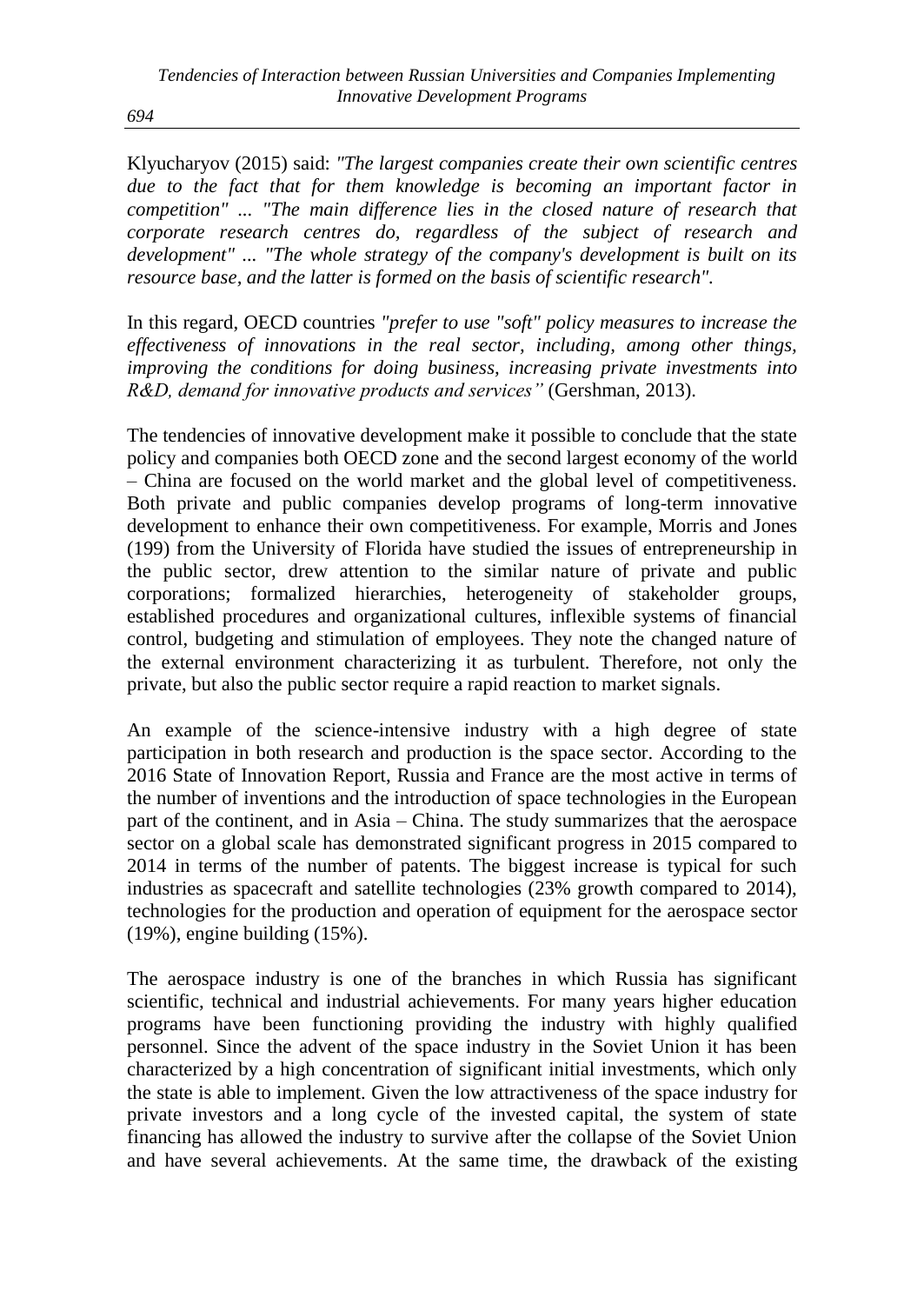Klyucharyov (2015) said: *"The largest companies create their own scientific centres due to the fact that for them knowledge is becoming an important factor in competition" ... "The main difference lies in the closed nature of research that corporate research centres do, regardless of the subject of research and development" ... "The whole strategy of the company's development is built on its resource base, and the latter is formed on the basis of scientific research".*

In this regard, OECD countries *"prefer to use "soft" policy measures to increase the effectiveness of innovations in the real sector, including, among other things, improving the conditions for doing business, increasing private investments into R&D, demand for innovative products and services"* (Gershman, 2013).

The tendencies of innovative development make it possible to conclude that the state policy and companies both OECD zone and the second largest economy of the world – China are focused on the world market and the global level of competitiveness. Both private and public companies develop programs of long-term innovative development to enhance their own competitiveness. For example, Morris and Jones (199) from the University of Florida have studied the issues of entrepreneurship in the public sector, drew attention to the similar nature of private and public corporations; formalized hierarchies, heterogeneity of stakeholder groups, established procedures and organizational cultures, inflexible systems of financial control, budgeting and stimulation of employees. They note the changed nature of the external environment characterizing it as turbulent. Therefore, not only the private, but also the public sector require a rapid reaction to market signals.

An example of the science-intensive industry with a high degree of state participation in both research and production is the space sector. According to the 2016 State of Innovation Report, Russia and France are the most active in terms of the number of inventions and the introduction of space technologies in the European part of the continent, and in Asia – China. The study summarizes that the aerospace sector on a global scale has demonstrated significant progress in 2015 compared to 2014 in terms of the number of patents. The biggest increase is typical for such industries as spacecraft and satellite technologies (23% growth compared to 2014), technologies for the production and operation of equipment for the aerospace sector (19%), engine building (15%).

The aerospace industry is one of the branches in which Russia has significant scientific, technical and industrial achievements. For many years higher education programs have been functioning providing the industry with highly qualified personnel. Since the advent of the space industry in the Soviet Union it has been characterized by a high concentration of significant initial investments, which only the state is able to implement. Given the low attractiveness of the space industry for private investors and a long cycle of the invested capital, the system of state financing has allowed the industry to survive after the collapse of the Soviet Union and have several achievements. At the same time, the drawback of the existing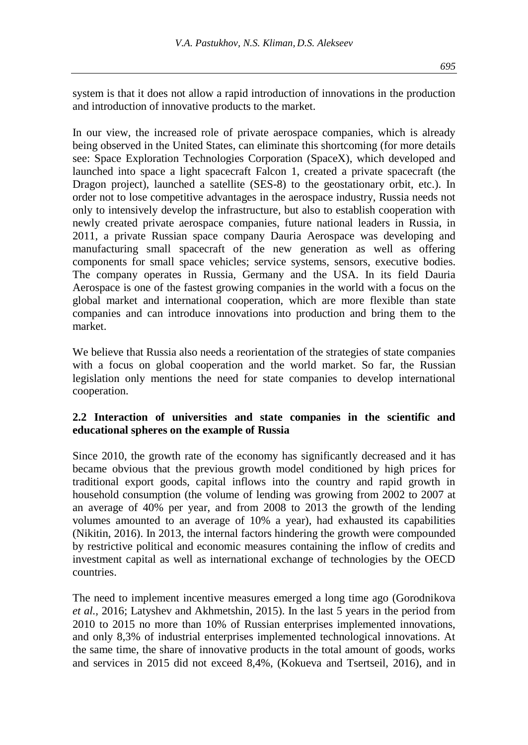system is that it does not allow a rapid introduction of innovations in the production and introduction of innovative products to the market.

In our view, the increased role of private aerospace companies, which is already being observed in the United States, can eliminate this shortcoming (for more details see: Space Exploration Technologies Corporation (SpaceX), which developed and launched into space a light spacecraft Falcon 1, created a private spacecraft (the Dragon project), launched a satellite (SES-8) to the geostationary orbit, etc.). In order not to lose competitive advantages in the aerospace industry, Russia needs not only to intensively develop the infrastructure, but also to establish cooperation with newly created private aerospace companies, future national leaders in Russia, in 2011, a private Russian space company Dauria Aerospace was developing and manufacturing small spacecraft of the new generation as well as offering components for small space vehicles; service systems, sensors, executive bodies. The company operates in Russia, Germany and the USA. In its field Dauria Aerospace is one of the fastest growing companies in the world with a focus on the global market and international cooperation, which are more flexible than state companies and can introduce innovations into production and bring them to the market.

We believe that Russia also needs a reorientation of the strategies of state companies with a focus on global cooperation and the world market. So far, the Russian legislation only mentions the need for state companies to develop international cooperation.

### 2.2 Interaction of universities and state companies in the scientific and educational spheres on the example of Russia

Since 2010, the growth rate of the economy has significantly decreased and it has became obvious that the previous growth model conditioned by high prices for traditional export goods, capital inflows into the country and rapid growth in household consumption (the volume of lending was growing from 2002 to 2007 at an average of 40% per year, and from 2008 to 2013 the growth of the lending volumes amounted to an average of 10% a year), had exhausted its capabilities (Nikitin, 2016). In 2013, the internal factors hindering the growth were compounded by restrictive political and economic measures containing the inflow of credits and investment capital as well as international exchange of technologies by the OECD countries.

The need to implement incentive measures emerged a long time ago (Gorodnikova *et al.*, 2016; Latyshev and Akhmetshin, 2015). In the last 5 years in the period from 2010 to 2015 no more than 10% of Russian enterprises implemented innovations, and only 8,3% of industrial enterprises implemented technological innovations. At the same time, the share of innovative products in the total amount of goods, works and services in 2015 did not exceed 8,4%, (Kokueva and Tsertseil, 2016), and in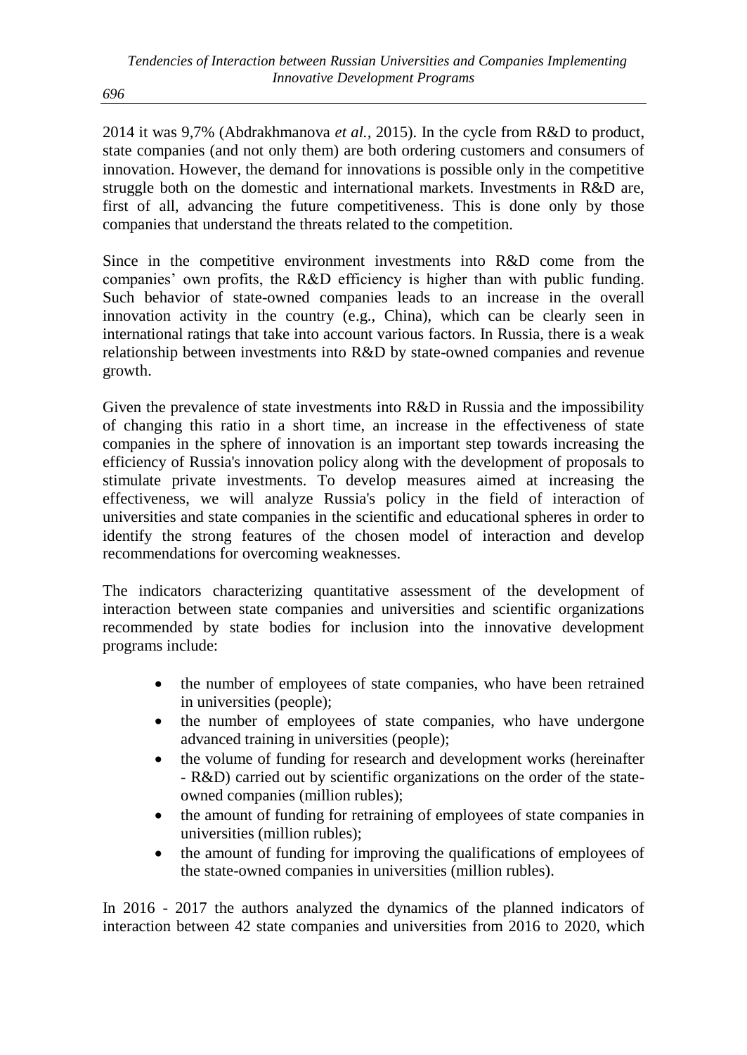2014 it was 9,7% (Abdrakhmanova *et al.*, 2015). In the cycle from R&D to product, state companies (and not only them) are both ordering customers and consumers of innovation. However, the demand for innovations is possible only in the competitive struggle both on the domestic and international markets. Investments in R&D are, first of all, advancing the future competitiveness. This is done only by those companies that understand the threats related to the competition.

Since in the competitive environment investments into R&D come from the companies' own profits, the R&D efficiency is higher than with public funding. Such behavior of state-owned companies leads to an increase in the overall innovation activity in the country (e.g., China), which can be clearly seen in international ratings that take into account various factors. In Russia, there is a weak relationship between investments into R&D by state-owned companies and revenue growth.

Given the prevalence of state investments into R&D in Russia and the impossibility of changing this ratio in a short time, an increase in the effectiveness of state companies in the sphere of innovation is an important step towards increasing the efficiency of Russia's innovation policy along with the development of proposals to stimulate private investments. To develop measures aimed at increasing the effectiveness, we will analyze Russia's policy in the field of interaction of universities and state companies in the scientific and educational spheres in order to identify the strong features of the chosen model of interaction and develop recommendations for overcoming weaknesses.

The indicators characterizing quantitative assessment of the development of interaction between state companies and universities and scientific organizations recommended by state bodies for inclusion into the innovative development programs include:

- the number of employees of state companies, who have been retrained in universities (people);
- the number of employees of state companies, who have undergone advanced training in universities (people);
- the volume of funding for research and development works (hereinafter - R&D) carried out by scientific organizations on the order of the state-owned companies (million rubles);
- the amount of funding for retraining of employees of state companies in universities (million rubles);
- the amount of funding for improving the qualifications of employees of the state-owned companies in universities (million rubles).

In 2016 - 2017 the authors analyzed the dynamics of the planned indicators of interaction between 42 state companies and universities from 2016 to 2020, which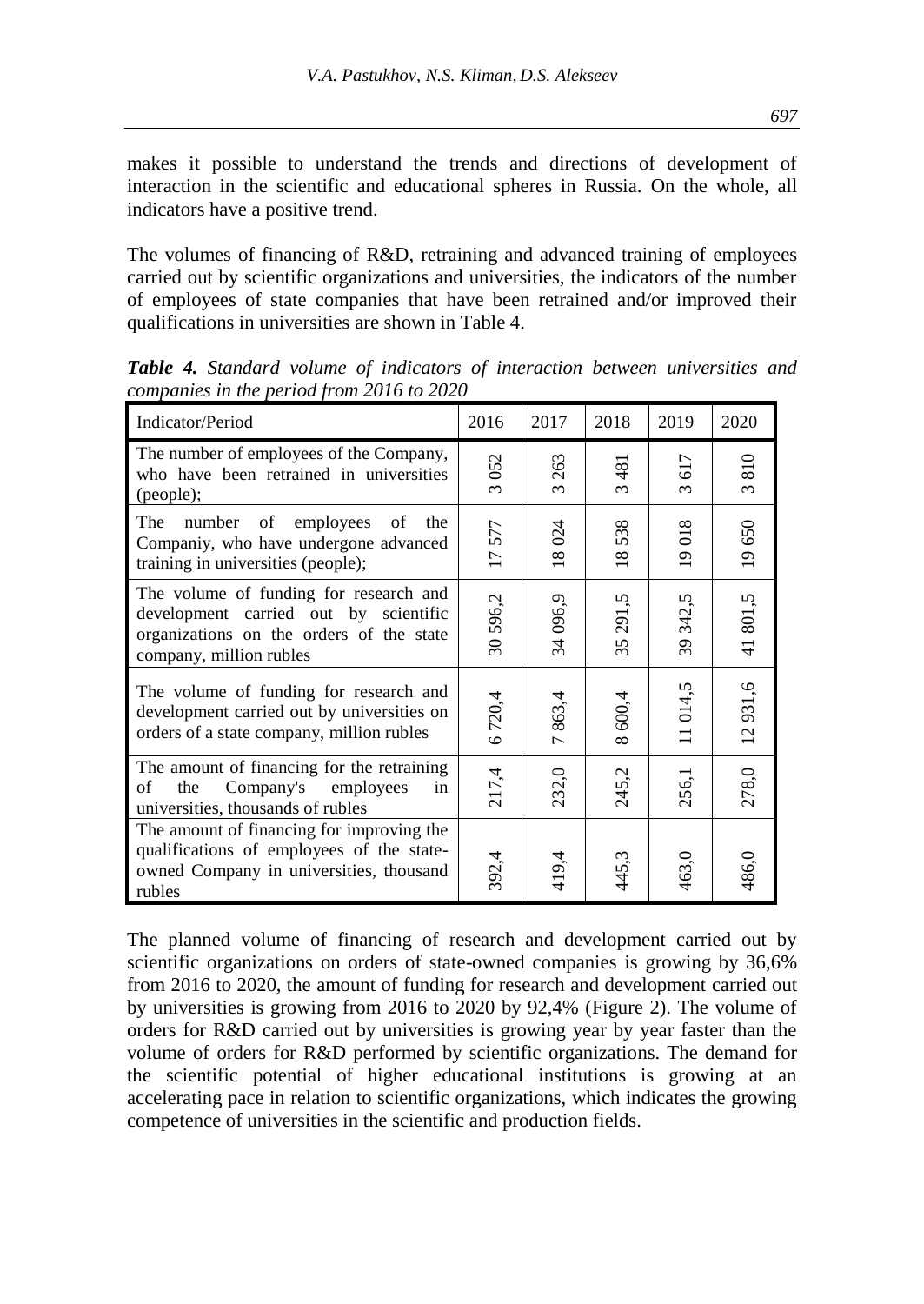makes it possible to understand the trends and directions of development of interaction in the scientific and educational spheres in Russia. On the whole, all indicators have a positive trend.

The volumes of financing of R&D, retraining and advanced training of employees carried out by scientific organizations and universities, the indicators of the number of employees of state companies that have been retrained and/or improved their qualifications in universities are shown in Table 4.

***Table 4.*** *Standard volume of indicators of interaction between universities and companies in the period from 2016 to 2020*

| Indicator/Period | 2016 | 2017 | 2018 | 2019 | 2020 |
|---|---|---|---|---|---|
| The number of employees of the Company, who have been retrained in universities (people); | 3 052 | 3 263 | 3 481 | 3 617 | 3 810 |
| The number of employees of the Companiy, who have undergone advanced training in universities (people); | 17 577 | 18 024 | 18 538 | 19 018 | 19 650 |
| The volume of funding for research and development carried out by scientific organizations on the orders of the state company, million rubles | 30 596,2 | 34 096,9 | 35 291,5 | 39 342,5 | 41 801,5 |
| The volume of funding for research and development carried out by universities on orders of a state company, million rubles | 6 720,4 | 7 863,4 | 8 600,4 | 11 014,5 | 12 931,6 |
| The amount of financing for the retraining of the Company's employees in universities, thousands of rubles | 217,4 | 232,0 | 245,2 | 256,1 | 278,0 |
| The amount of financing for improving the qualifications of employees of the state-owned Company in universities, thousand rubles | 392,4 | 419,4 | 445,3 | 463,0 | 486,0 |

The planned volume of financing of research and development carried out by scientific organizations on orders of state-owned companies is growing by 36,6% from 2016 to 2020, the amount of funding for research and development carried out by universities is growing from 2016 to 2020 by 92,4% (Figure 2). The volume of orders for R&D carried out by universities is growing year by year faster than the volume of orders for R&D performed by scientific organizations. The demand for the scientific potential of higher educational institutions is growing at an accelerating pace in relation to scientific organizations, which indicates the growing competence of universities in the scientific and production fields.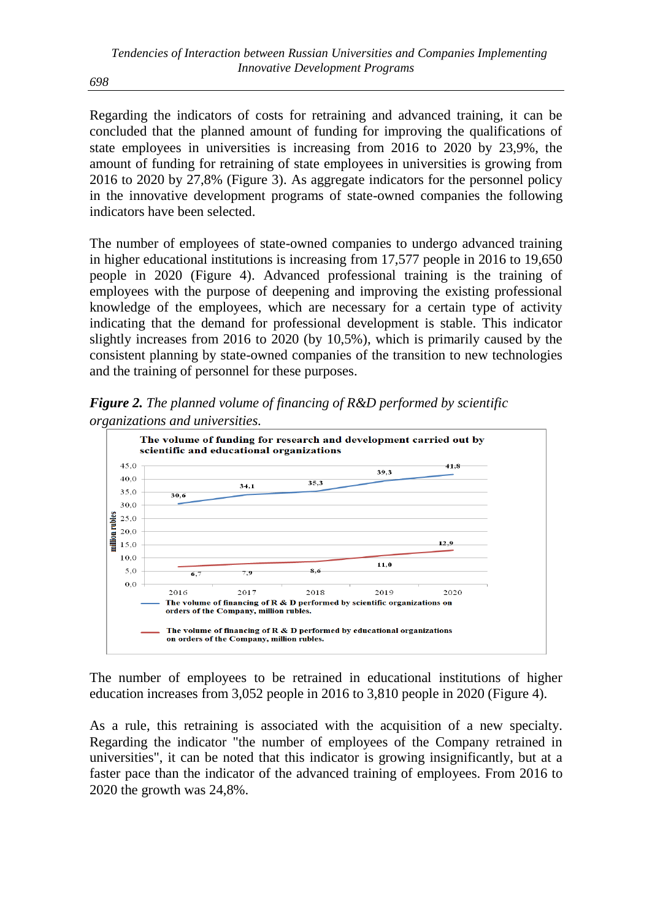Regarding the indicators of costs for retraining and advanced training, it can be concluded that the planned amount of funding for improving the qualifications of state employees in universities is increasing from 2016 to 2020 by 23,9%, the amount of funding for retraining of state employees in universities is growing from 2016 to 2020 by 27,8% (Figure 3). As aggregate indicators for the personnel policy in the innovative development programs of state-owned companies the following indicators have been selected.

The number of employees of state-owned companies to undergo advanced training in higher educational institutions is increasing from 17,577 people in 2016 to 19,650 people in 2020 (Figure 4). Advanced professional training is the training of employees with the purpose of deepening and improving the existing professional knowledge of the employees, which are necessary for a certain type of activity indicating that the demand for professional development is stable. This indicator slightly increases from 2016 to 2020 (by 10,5%), which is primarily caused by the consistent planning by state-owned companies of the transition to new technologies and the training of personnel for these purposes.

***Figure 2.*** *The planned volume of financing of R&D performed by scientific organizations and universities.*

**The volume of funding for research and development carried out by scientific and educational organizations** (million rubles)

| | 2016 | 2017 | 2018 | 2019 | 2020 |
|---|---|---|---|---|---|
| The volume of financing of R & D performed by scientific organizations on orders of the Company, million rubles. | 30,6 | 34,1 | 35,3 | 39,3 | 41,8 |
| The volume of financing of R & D performed by educational organizations on orders of the Company, million rubles. | 6,7 | 7,9 | 8,6 | 11,0 | 12,9 |

The number of employees to be retrained in educational institutions of higher education increases from 3,052 people in 2016 to 3,810 people in 2020 (Figure 4).

As a rule, this retraining is associated with the acquisition of a new specialty. Regarding the indicator "the number of employees of the Company retrained in universities", it can be noted that this indicator is growing insignificantly, but at a faster pace than the indicator of the advanced training of employees. From 2016 to 2020 the growth was 24,8%.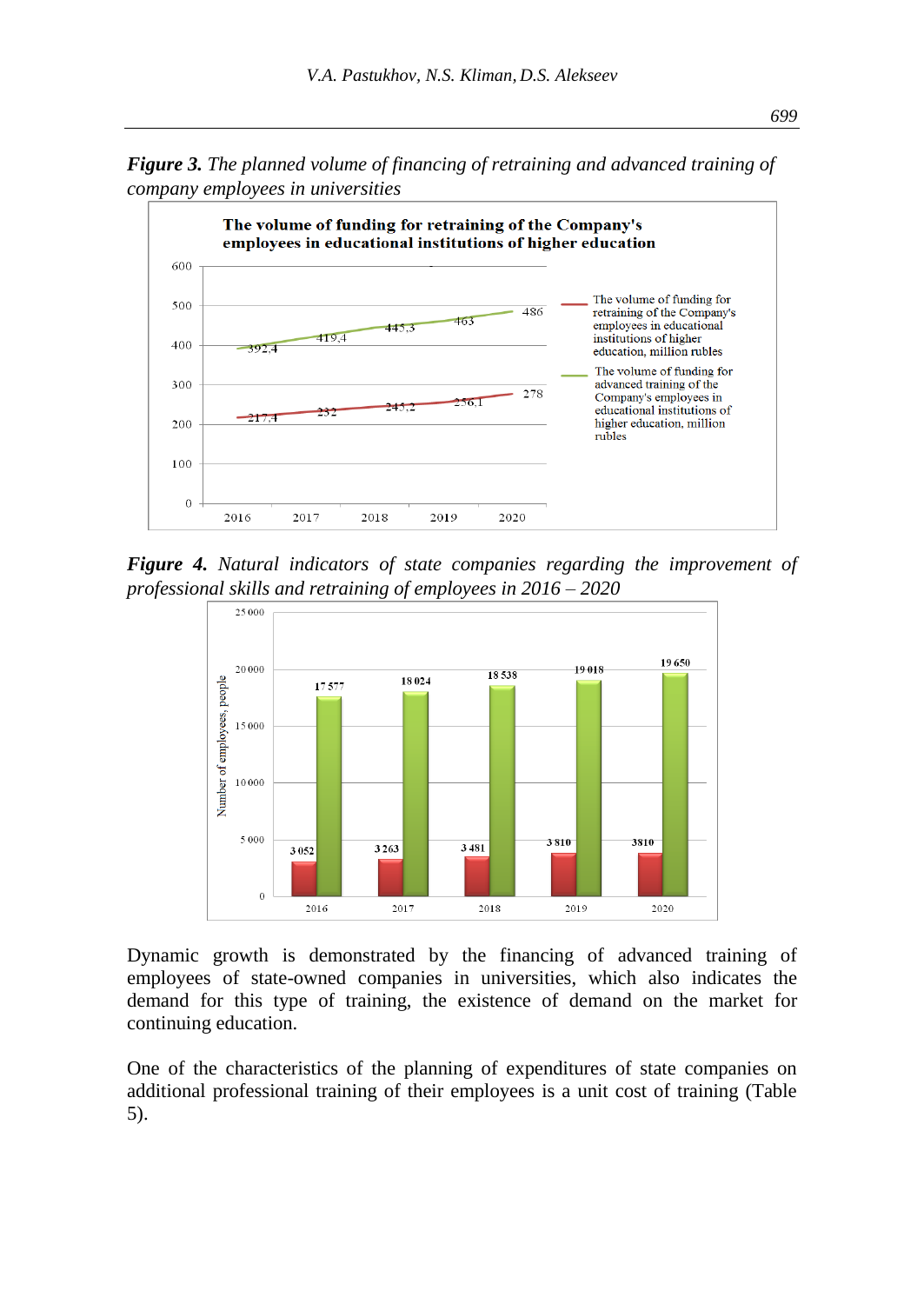**Figure 3.** *The planned volume of financing of retraining and advanced training of company employees in universities*

**Figure 4.** *Natural indicators of state companies regarding the improvement of professional skills and retraining of employees in 2016 – 2020*

Dynamic growth is demonstrated by the financing of advanced training of employees of state-owned companies in universities, which also indicates the demand for this type of training, the existence of demand on the market for continuing education.

One of the characteristics of the planning of expenditures of state companies on additional professional training of their employees is a unit cost of training (Table 5).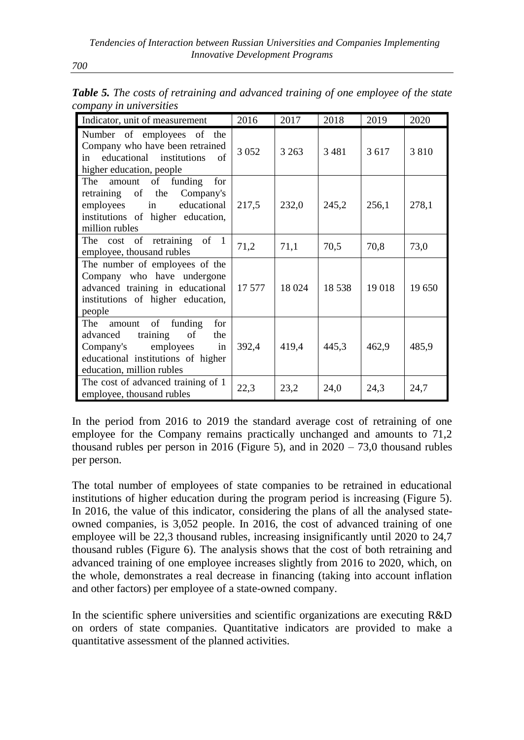***Table 5.*** *The costs of retraining and advanced training of one employee of the state company in universities*

| Indicator, unit of measurement | 2016 | 2017 | 2018 | 2019 | 2020 |
|---|---|---|---|---|---|
| Number of employees of the Company who have been retrained in educational institutions of higher education, people | 3 052 | 3 263 | 3 481 | 3 617 | 3 810 |
| The amount of funding for retraining of the Company's employees in educational institutions of higher education, million rubles | 217,5 | 232,0 | 245,2 | 256,1 | 278,1 |
| The cost of retraining of 1 employee, thousand rubles | 71,2 | 71,1 | 70,5 | 70,8 | 73,0 |
| The number of employees of the Company who have undergone advanced training in educational institutions of higher education, people | 17 577 | 18 024 | 18 538 | 19 018 | 19 650 |
| The amount of funding for advanced training of the Company's employees in educational institutions of higher education, million rubles | 392,4 | 419,4 | 445,3 | 462,9 | 485,9 |
| The cost of advanced training of 1 employee, thousand rubles | 22,3 | 23,2 | 24,0 | 24,3 | 24,7 |

In the period from 2016 to 2019 the standard average cost of retraining of one employee for the Company remains practically unchanged and amounts to 71,2 thousand rubles per person in 2016 (Figure 5), and in 2020 – 73,0 thousand rubles per person.

The total number of employees of state companies to be retrained in educational institutions of higher education during the program period is increasing (Figure 5). In 2016, the value of this indicator, considering the plans of all the analysed state-owned companies, is 3,052 people. In 2016, the cost of advanced training of one employee will be 22,3 thousand rubles, increasing insignificantly until 2020 to 24,7 thousand rubles (Figure 6). The analysis shows that the cost of both retraining and advanced training of one employee increases slightly from 2016 to 2020, which, on the whole, demonstrates a real decrease in financing (taking into account inflation and other factors) per employee of a state-owned company.

In the scientific sphere universities and scientific organizations are executing R&D on orders of state companies. Quantitative indicators are provided to make a quantitative assessment of the planned activities.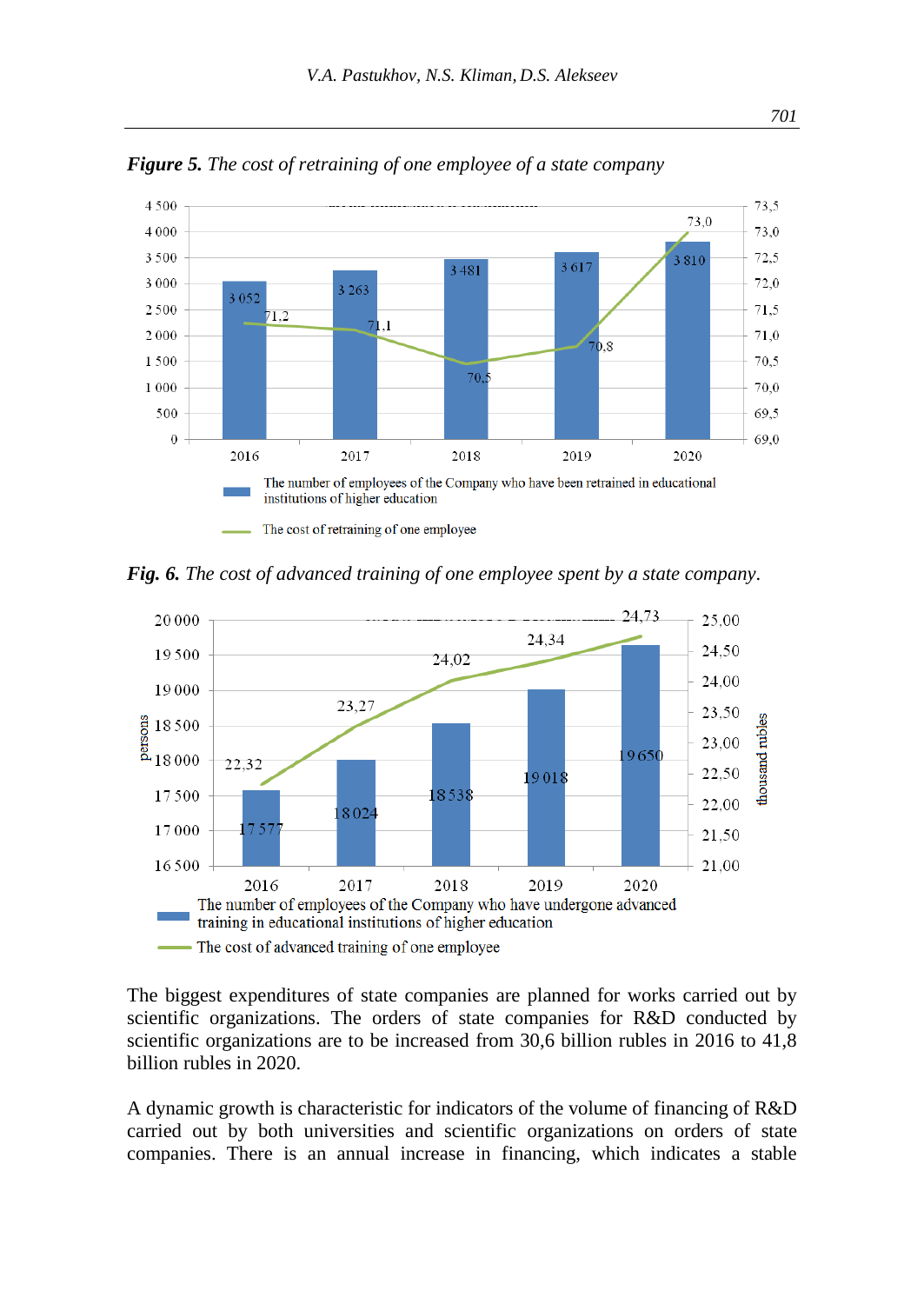***Figure 5.*** *The cost of retraining of one employee of a state company*

***Fig. 6.*** *The cost of advanced training of one employee spent by a state company.*

The biggest expenditures of state companies are planned for works carried out by scientific organizations. The orders of state companies for R&D conducted by scientific organizations are to be increased from 30,6 billion rubles in 2016 to 41,8 billion rubles in 2020.

A dynamic growth is characteristic for indicators of the volume of financing of R&D carried out by both universities and scientific organizations on orders of state companies. There is an annual increase in financing, which indicates a stable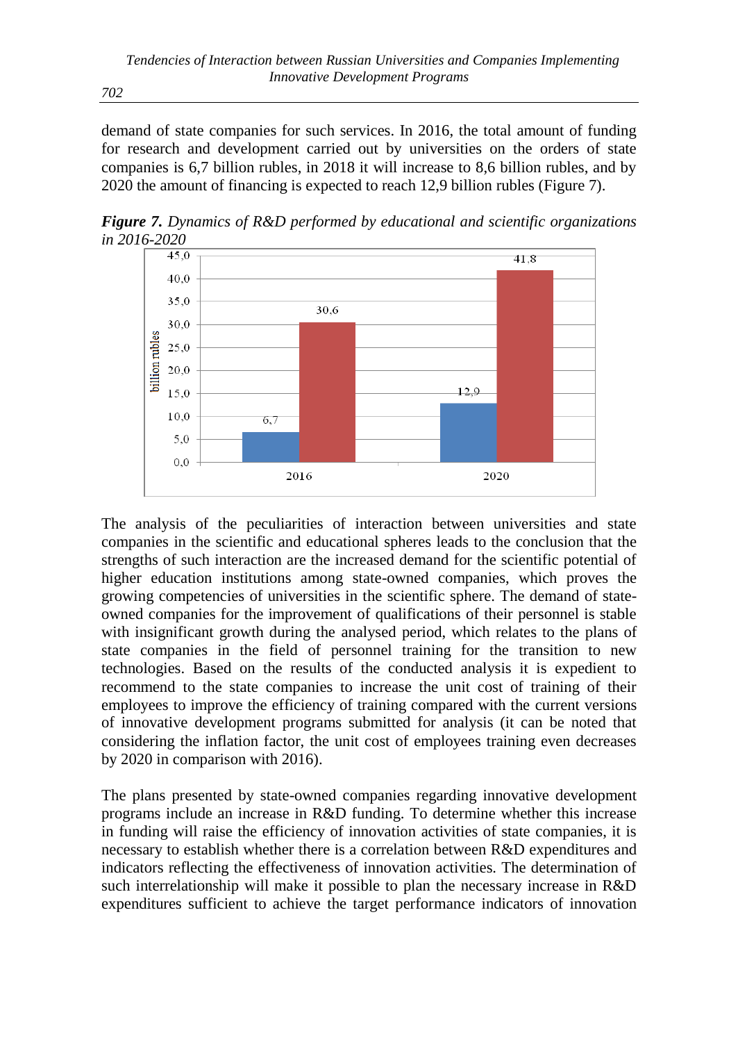demand of state companies for such services. In 2016, the total amount of funding for research and development carried out by universities on the orders of state companies is 6,7 billion rubles, in 2018 it will increase to 8,6 billion rubles, and by 2020 the amount of financing is expected to reach 12,9 billion rubles (Figure 7).

***Figure 7.*** *Dynamics of R&D performed by educational and scientific organizations in 2016-2020*

The analysis of the peculiarities of interaction between universities and state companies in the scientific and educational spheres leads to the conclusion that the strengths of such interaction are the increased demand for the scientific potential of higher education institutions among state-owned companies, which proves the growing competencies of universities in the scientific sphere. The demand of state-owned companies for the improvement of qualifications of their personnel is stable with insignificant growth during the analysed period, which relates to the plans of state companies in the field of personnel training for the transition to new technologies. Based on the results of the conducted analysis it is expedient to recommend to the state companies to increase the unit cost of training of their employees to improve the efficiency of training compared with the current versions of innovative development programs submitted for analysis (it can be noted that considering the inflation factor, the unit cost of employees training even decreases by 2020 in comparison with 2016).

The plans presented by state-owned companies regarding innovative development programs include an increase in R&D funding. To determine whether this increase in funding will raise the efficiency of innovation activities of state companies, it is necessary to establish whether there is a correlation between R&D expenditures and indicators reflecting the effectiveness of innovation activities. The determination of such interrelationship will make it possible to plan the necessary increase in R&D expenditures sufficient to achieve the target performance indicators of innovation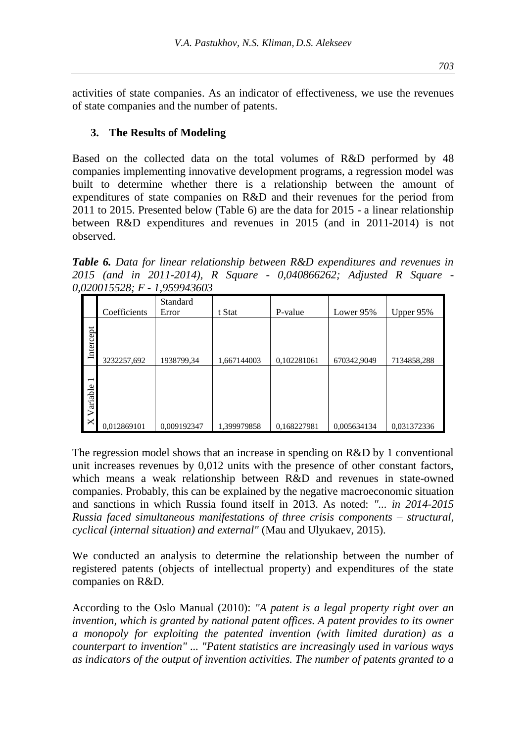activities of state companies. As an indicator of effectiveness, we use the revenues of state companies and the number of patents.

## 3. The Results of Modeling

Based on the collected data on the total volumes of R&D performed by 48 companies implementing innovative development programs, a regression model was built to determine whether there is a relationship between the amount of expenditures of state companies on R&D and their revenues for the period from 2011 to 2015. Presented below (Table 6) are the data for 2015 - a linear relationship between R&D expenditures and revenues in 2015 (and in 2011-2014) is not observed.

***Table 6.*** *Data for linear relationship between R&D expenditures and revenues in 2015 (and in 2011-2014), R Square - 0,040866262; Adjusted R Square - 0,020015528; F - 1,959943603*

| | Coefficients | Standard Error | t Stat | P-value | Lower 95% | Upper 95% |
|---|---|---|---|---|---|---|
| Intercept | 3232257,692 | 1938799,34 | 1,667144003 | 0,102281061 | 670342,9049 | 7134858,288 |
| X Variable 1 | 0,012869101 | 0,009192347 | 1,399979858 | 0,168227981 | 0,005634134 | 0,031372336 |

The regression model shows that an increase in spending on R&D by 1 conventional unit increases revenues by 0,012 units with the presence of other constant factors, which means a weak relationship between R&D and revenues in state-owned companies. Probably, this can be explained by the negative macroeconomic situation and sanctions in which Russia found itself in 2013. As noted: *"... in 2014-2015 Russia faced simultaneous manifestations of three crisis components – structural, cyclical (internal situation) and external"* (Mau and Ulyukaev, 2015).

We conducted an analysis to determine the relationship between the number of registered patents (objects of intellectual property) and expenditures of the state companies on R&D.

According to the Oslo Manual (2010): *"A patent is a legal property right over an invention, which is granted by national patent offices. A patent provides to its owner a monopoly for exploiting the patented invention (with limited duration) as a counterpart to invention" ... "Patent statistics are increasingly used in various ways as indicators of the output of invention activities. The number of patents granted to a*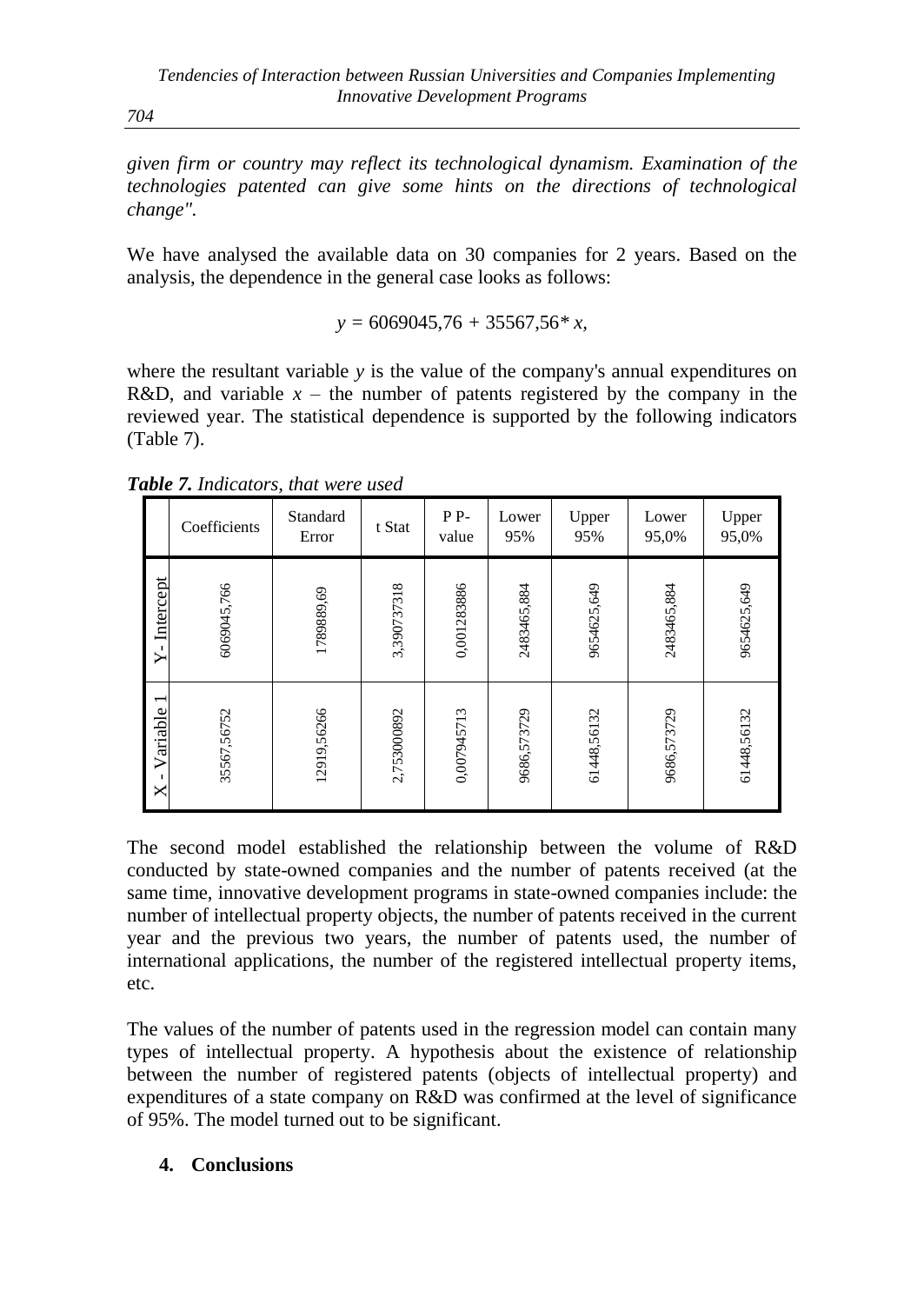*given firm or country may reflect its technological dynamism. Examination of the technologies patented can give some hints on the directions of technological change".*

We have analysed the available data on 30 companies for 2 years. Based on the analysis, the dependence in the general case looks as follows:

$$y = 6069045{,}76 + 35567{,}56 * x,$$

where the resultant variable $y$ is the value of the company's annual expenditures on R&D, and variable $x$ – the number of patents registered by the company in the reviewed year. The statistical dependence is supported by the following indicators (Table 7).

***Table 7.*** *Indicators, that were used*

| | Coefficients | Standard Error | t Stat | P P-value | Lower 95% | Upper 95% | Lower 95,0% | Upper 95,0% |
|---|---|---|---|---|---|---|---|---|
| Y- Intercept | 6069045,766 | 1789889,69 | 3,390737318 | 0,001283886 | 2483465,884 | 9654625,649 | 2483465,884 | 9654625,649 |
| X - Variable 1 | 35567,56752 | 12919,56266 | 2,753000892 | 0,007945713 | 9686,573729 | 61448,56132 | 9686,573729 | 61448,56132 |

The second model established the relationship between the volume of R&D conducted by state-owned companies and the number of patents received (at the same time, innovative development programs in state-owned companies include: the number of intellectual property objects, the number of patents received in the current year and the previous two years, the number of patents used, the number of international applications, the number of the registered intellectual property items, etc.

The values of the number of patents used in the regression model can contain many types of intellectual property. A hypothesis about the existence of relationship between the number of registered patents (objects of intellectual property) and expenditures of a state company on R&D was confirmed at the level of significance of 95%. The model turned out to be significant.

## 4. Conclusions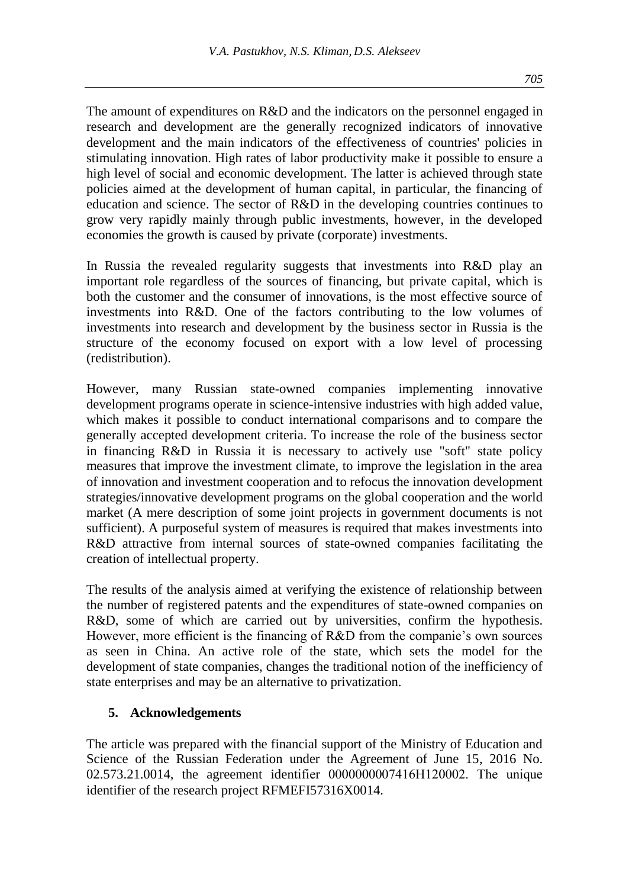The amount of expenditures on R&D and the indicators on the personnel engaged in research and development are the generally recognized indicators of innovative development and the main indicators of the effectiveness of countries' policies in stimulating innovation. High rates of labor productivity make it possible to ensure a high level of social and economic development. The latter is achieved through state policies aimed at the development of human capital, in particular, the financing of education and science. The sector of R&D in the developing countries continues to grow very rapidly mainly through public investments, however, in the developed economies the growth is caused by private (corporate) investments.

In Russia the revealed regularity suggests that investments into R&D play an important role regardless of the sources of financing, but private capital, which is both the customer and the consumer of innovations, is the most effective source of investments into R&D. One of the factors contributing to the low volumes of investments into research and development by the business sector in Russia is the structure of the economy focused on export with a low level of processing (redistribution).

However, many Russian state-owned companies implementing innovative development programs operate in science-intensive industries with high added value, which makes it possible to conduct international comparisons and to compare the generally accepted development criteria. To increase the role of the business sector in financing R&D in Russia it is necessary to actively use "soft" state policy measures that improve the investment climate, to improve the legislation in the area of innovation and investment cooperation and to refocus the innovation development strategies/innovative development programs on the global cooperation and the world market (A mere description of some joint projects in government documents is not sufficient). A purposeful system of measures is required that makes investments into R&D attractive from internal sources of state-owned companies facilitating the creation of intellectual property.

The results of the analysis aimed at verifying the existence of relationship between the number of registered patents and the expenditures of state-owned companies on R&D, some of which are carried out by universities, confirm the hypothesis. However, more efficient is the financing of R&D from the companie's own sources as seen in China. An active role of the state, which sets the model for the development of state companies, changes the traditional notion of the inefficiency of state enterprises and may be an alternative to privatization.

## 5. Acknowledgements

The article was prepared with the financial support of the Ministry of Education and Science of the Russian Federation under the Agreement of June 15, 2016 No. 02.573.21.0014, the agreement identifier 0000000007416H120002. The unique identifier of the research project RFMEFI57316X0014.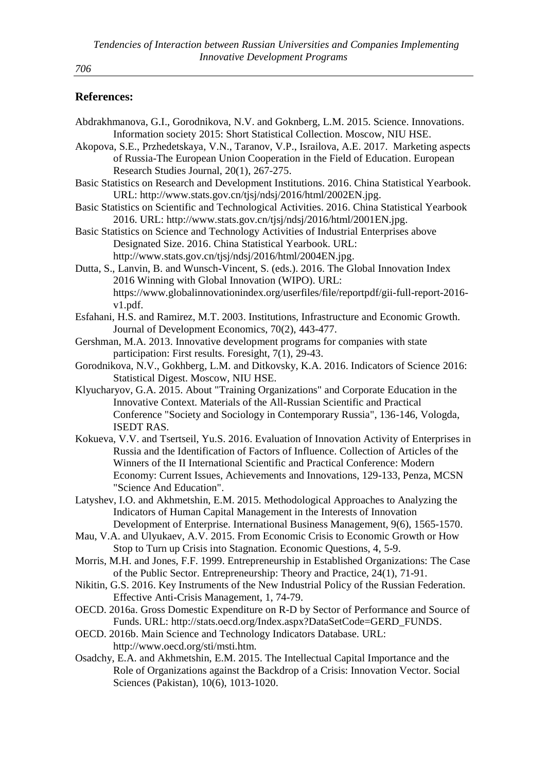## References:

Abdrakhmanova, G.I., Gorodnikova, N.V. and Goknberg, L.M. 2015. Science. Innovations. Information society 2015: Short Statistical Collection. Moscow, NIU HSE.

Akopova, S.E., Przhedetskaya, V.N., Taranov, V.P., Israilova, A.E. 2017. Marketing aspects of Russia-The European Union Cooperation in the Field of Education. European Research Studies Journal, 20(1), 267-275.

Basic Statistics on Research and Development Institutions. 2016. China Statistical Yearbook. URL: http://www.stats.gov.cn/tjsj/ndsj/2016/html/2002EN.jpg.

Basic Statistics on Scientific and Technological Activities. 2016. China Statistical Yearbook 2016. URL: http://www.stats.gov.cn/tjsj/ndsj/2016/html/2001EN.jpg.

Basic Statistics on Science and Technology Activities of Industrial Enterprises above Designated Size. 2016. China Statistical Yearbook. URL: http://www.stats.gov.cn/tjsj/ndsj/2016/html/2004EN.jpg.

Dutta, S., Lanvin, B. and Wunsch-Vincent, S. (eds.). 2016. The Global Innovation Index 2016 Winning with Global Innovation (WIPO). URL: https://www.globalinnovationindex.org/userfiles/file/reportpdf/gii-full-report-2016-v1.pdf.

Esfahani, H.S. and Ramirez, M.T. 2003. Institutions, Infrastructure and Economic Growth. Journal of Development Economics, 70(2), 443-477.

Gershman, M.A. 2013. Innovative development programs for companies with state participation: First results. Foresight, 7(1), 29-43.

Gorodnikova, N.V., Gokhberg, L.M. and Ditkovsky, K.A. 2016. Indicators of Science 2016: Statistical Digest. Moscow, NIU HSE.

Klyucharyov, G.A. 2015. About "Training Organizations" and Corporate Education in the Innovative Context. Materials of the All-Russian Scientific and Practical Conference "Society and Sociology in Contemporary Russia", 136-146, Vologda, ISEDT RAS.

Kokueva, V.V. and Tsertseil, Yu.S. 2016. Evaluation of Innovation Activity of Enterprises in Russia and the Identification of Factors of Influence. Collection of Articles of the Winners of the II International Scientific and Practical Conference: Modern Economy: Current Issues, Achievements and Innovations, 129-133, Penza, MCSN "Science And Education".

Latyshev, I.O. and Akhmetshin, E.M. 2015. Methodological Approaches to Analyzing the Indicators of Human Capital Management in the Interests of Innovation Development of Enterprise. International Business Management, 9(6), 1565-1570.

Mau, V.A. and Ulyukaev, A.V. 2015. From Economic Crisis to Economic Growth or How Stop to Turn up Crisis into Stagnation. Economic Questions, 4, 5-9.

Morris, M.H. and Jones, F.F. 1999. Entrepreneurship in Established Organizations: The Case of the Public Sector. Entrepreneurship: Theory and Practice, 24(1), 71-91.

Nikitin, G.S. 2016. Key Instruments of the New Industrial Policy of the Russian Federation. Effective Anti-Crisis Management, 1, 74-79.

OECD. 2016a. Gross Domestic Expenditure on R-D by Sector of Performance and Source of Funds. URL: http://stats.oecd.org/Index.aspx?DataSetCode=GERD_FUNDS.

OECD. 2016b. Main Science and Technology Indicators Database. URL: http://www.oecd.org/sti/msti.htm.

Osadchy, E.A. and Akhmetshin, E.M. 2015. The Intellectual Capital Importance and the Role of Organizations against the Backdrop of a Crisis: Innovation Vector. Social Sciences (Pakistan), 10(6), 1013-1020.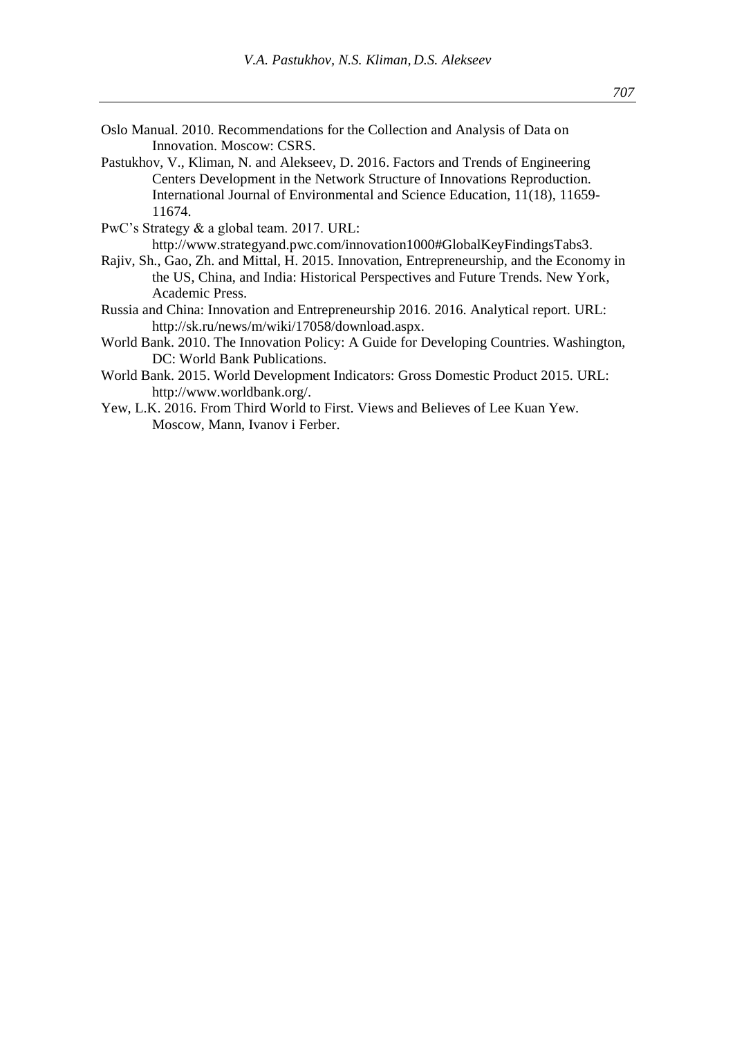Oslo Manual. 2010. Recommendations for the Collection and Analysis of Data on Innovation. Moscow: CSRS.

Pastukhov, V., Kliman, N. and Alekseev, D. 2016. Factors and Trends of Engineering Centers Development in the Network Structure of Innovations Reproduction. International Journal of Environmental and Science Education, 11(18), 11659-11674.

PwC's Strategy & a global team. 2017. URL: http://www.strategyand.pwc.com/innovation1000#GlobalKeyFindingsTabs3.

Rajiv, Sh., Gao, Zh. and Mittal, H. 2015. Innovation, Entrepreneurship, and the Economy in the US, China, and India: Historical Perspectives and Future Trends. New York, Academic Press.

Russia and China: Innovation and Entrepreneurship 2016. 2016. Analytical report. URL: http://sk.ru/news/m/wiki/17058/download.aspx.

World Bank. 2010. The Innovation Policy: A Guide for Developing Countries. Washington, DC: World Bank Publications.

World Bank. 2015. World Development Indicators: Gross Domestic Product 2015. URL: http://www.worldbank.org/.

Yew, L.K. 2016. From Third World to First. Views and Believes of Lee Kuan Yew. Moscow, Mann, Ivanov i Ferber.